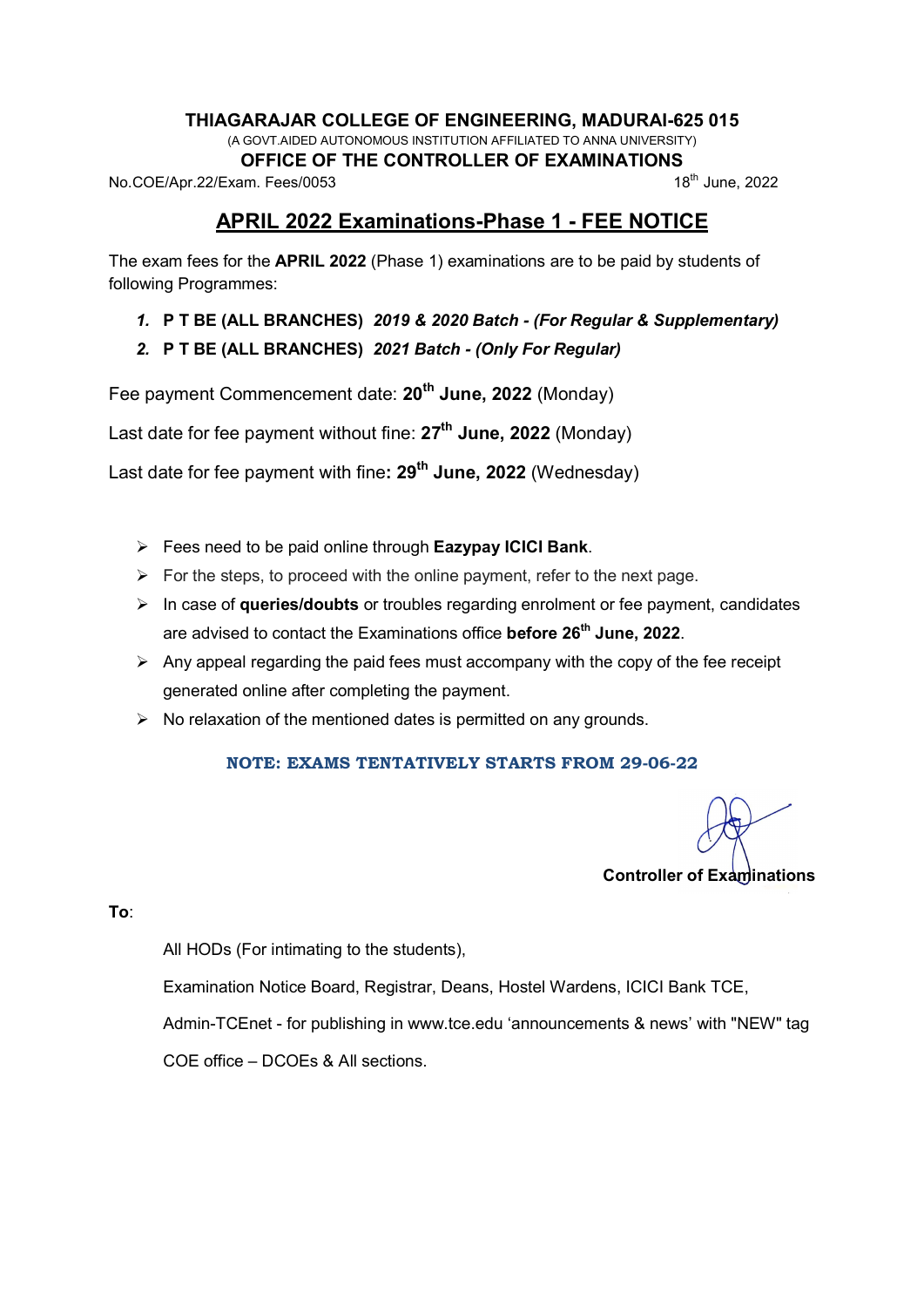**THIAGARAJAR COLLEGE OF ENGINEERING, MADURAI-625 015**

(A GOVT.AIDED AUTONOMOUS INSTITUTION AFFILIATED TO ANNA UNIVERSITY)

**OFFICE OF THE CONTROLLER OF EXAMINATIONS**

No.COE/Apr.22/Exam. Fees/0053 — 18th June, 2022

# APRIL 2022 Examinations-Phase 1 - FEE NOTICE

The exam fees for the **APRIL 2022** (Phase 1) examinations are to be paid by students of following Programmes:

1. **P T BE (ALL BRANCHES)** ***2019 & 2020 Batch - (For Regular & Supplementary)***
2. **P T BE (ALL BRANCHES)** ***2021 Batch - (Only For Regular)***

Fee payment Commencement date: **20th June, 2022** (Monday)

Last date for fee payment without fine: **27th June, 2022** (Monday)

Last date for fee payment with fine**: 29th June, 2022** (Wednesday)

- Fees need to be paid online through **Eazypay ICICI Bank**.
- For the steps, to proceed with the online payment, refer to the next page.
- In case of **queries/doubts** or troubles regarding enrolment or fee payment, candidates are advised to contact the Examinations office **before 26th June, 2022**.
- Any appeal regarding the paid fees must accompany with the copy of the fee receipt generated online after completing the payment.
- No relaxation of the mentioned dates is permitted on any grounds.

**NOTE: EXAMS TENTATIVELY STARTS FROM 29-06-22**

**Controller of Examinations**

**To**:

All HODs (For intimating to the students),

Examination Notice Board, Registrar, Deans, Hostel Wardens, ICICI Bank TCE,

Admin-TCEnet - for publishing in www.tce.edu 'announcements & news' with "NEW" tag

COE office – DCOEs & All sections.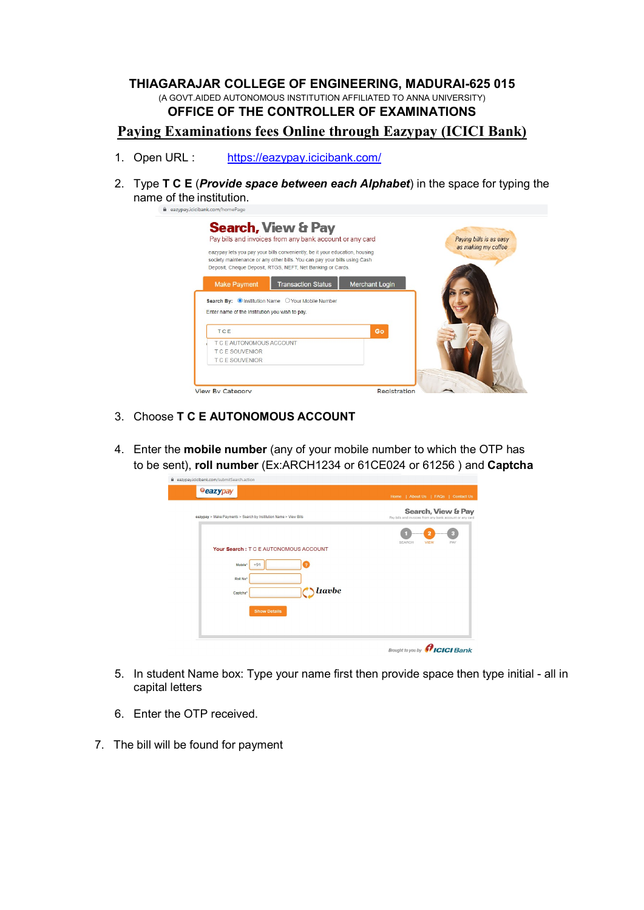# THIAGARAJAR COLLEGE OF ENGINEERING, MADURAI-625 015

(A GOVT.AIDED AUTONOMOUS INSTITUTION AFFILIATED TO ANNA UNIVERSITY)

## OFFICE OF THE CONTROLLER OF EXAMINATIONS

## Paying Examinations fees Online through Eazypay (ICICI Bank)

1. Open URL : https://eazypay.icicibank.com/
2. Type **T C E** (***Provide space between each Alphabet***) in the space for typing the name of the institution.
3. Choose **T C E AUTONOMOUS ACCOUNT**
4. Enter the **mobile number** (any of your mobile number to which the OTP has to be sent), **roll number** (Ex:ARCH1234 or 61CE024 or 61256 ) and **Captcha**
5. In student Name box: Type your name first then provide space then type initial - all in capital letters
6. Enter the OTP received.
7. The bill will be found for payment